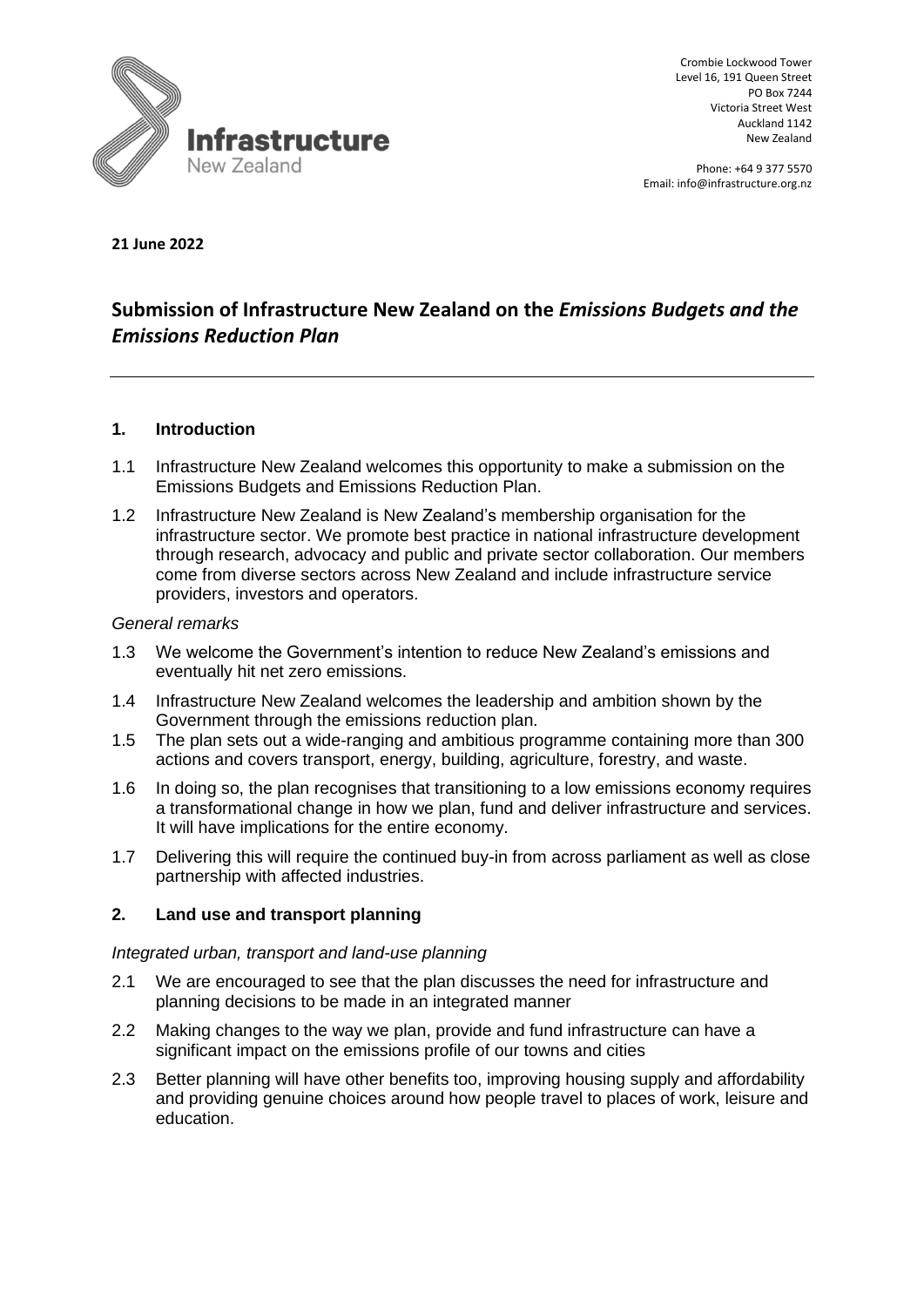Crombie Lockwood Tower
Level 16, 191 Queen Street
PO Box 7244
Victoria Street West
Auckland 1142
New Zealand

Phone: +64 9 377 5570
Email: info@infrastructure.org.nz

**21 June 2022**

# Submission of Infrastructure New Zealand on the *Emissions Budgets and the Emissions Reduction Plan*

## 1. Introduction

1.1 Infrastructure New Zealand welcomes this opportunity to make a submission on the Emissions Budgets and Emissions Reduction Plan.

1.2 Infrastructure New Zealand is New Zealand's membership organisation for the infrastructure sector. We promote best practice in national infrastructure development through research, advocacy and public and private sector collaboration. Our members come from diverse sectors across New Zealand and include infrastructure service providers, investors and operators.

*General remarks*

1.3 We welcome the Government's intention to reduce New Zealand's emissions and eventually hit net zero emissions.

1.4 Infrastructure New Zealand welcomes the leadership and ambition shown by the Government through the emissions reduction plan.

1.5 The plan sets out a wide-ranging and ambitious programme containing more than 300 actions and covers transport, energy, building, agriculture, forestry, and waste.

1.6 In doing so, the plan recognises that transitioning to a low emissions economy requires a transformational change in how we plan, fund and deliver infrastructure and services. It will have implications for the entire economy.

1.7 Delivering this will require the continued buy-in from across parliament as well as close partnership with affected industries.

## 2. Land use and transport planning

*Integrated urban, transport and land-use planning*

2.1 We are encouraged to see that the plan discusses the need for infrastructure and planning decisions to be made in an integrated manner

2.2 Making changes to the way we plan, provide and fund infrastructure can have a significant impact on the emissions profile of our towns and cities

2.3 Better planning will have other benefits too, improving housing supply and affordability and providing genuine choices around how people travel to places of work, leisure and education.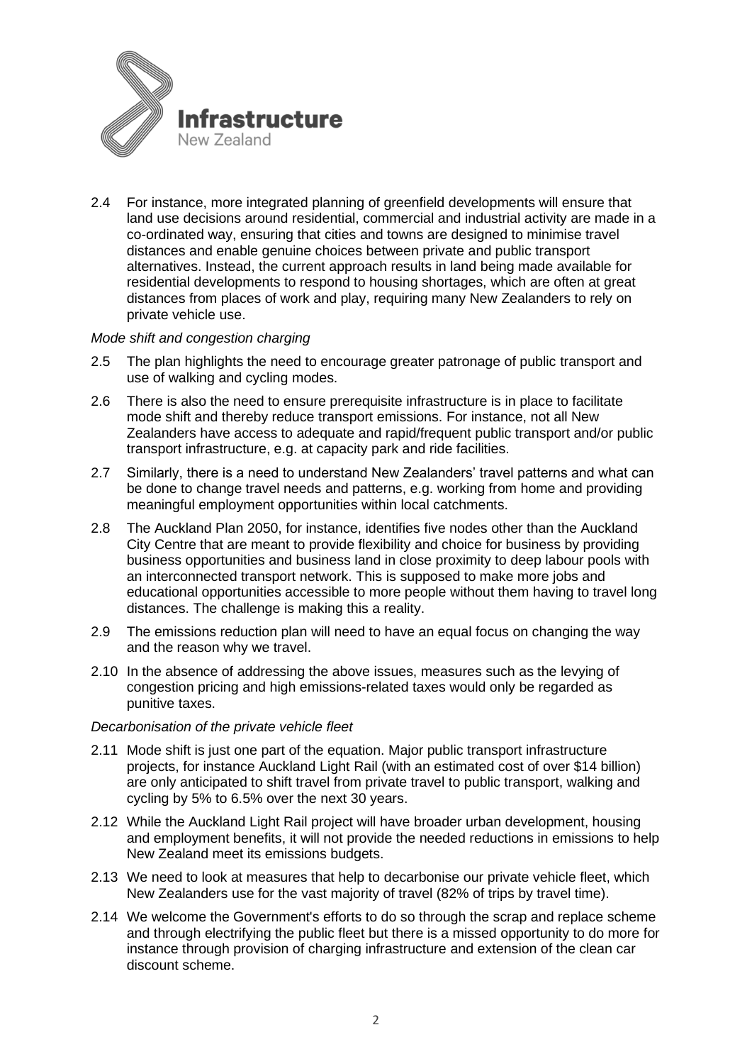2.4 For instance, more integrated planning of greenfield developments will ensure that land use decisions around residential, commercial and industrial activity are made in a co-ordinated way, ensuring that cities and towns are designed to minimise travel distances and enable genuine choices between private and public transport alternatives. Instead, the current approach results in land being made available for residential developments to respond to housing shortages, which are often at great distances from places of work and play, requiring many New Zealanders to rely on private vehicle use.

*Mode shift and congestion charging*

2.5 The plan highlights the need to encourage greater patronage of public transport and use of walking and cycling modes.

2.6 There is also the need to ensure prerequisite infrastructure is in place to facilitate mode shift and thereby reduce transport emissions. For instance, not all New Zealanders have access to adequate and rapid/frequent public transport and/or public transport infrastructure, e.g. at capacity park and ride facilities.

2.7 Similarly, there is a need to understand New Zealanders' travel patterns and what can be done to change travel needs and patterns, e.g. working from home and providing meaningful employment opportunities within local catchments.

2.8 The Auckland Plan 2050, for instance, identifies five nodes other than the Auckland City Centre that are meant to provide flexibility and choice for business by providing business opportunities and business land in close proximity to deep labour pools with an interconnected transport network. This is supposed to make more jobs and educational opportunities accessible to more people without them having to travel long distances. The challenge is making this a reality.

2.9 The emissions reduction plan will need to have an equal focus on changing the way and the reason why we travel.

2.10 In the absence of addressing the above issues, measures such as the levying of congestion pricing and high emissions-related taxes would only be regarded as punitive taxes.

*Decarbonisation of the private vehicle fleet*

2.11 Mode shift is just one part of the equation. Major public transport infrastructure projects, for instance Auckland Light Rail (with an estimated cost of over $14 billion) are only anticipated to shift travel from private travel to public transport, walking and cycling by 5% to 6.5% over the next 30 years.

2.12 While the Auckland Light Rail project will have broader urban development, housing and employment benefits, it will not provide the needed reductions in emissions to help New Zealand meet its emissions budgets.

2.13 We need to look at measures that help to decarbonise our private vehicle fleet, which New Zealanders use for the vast majority of travel (82% of trips by travel time).

2.14 We welcome the Government's efforts to do so through the scrap and replace scheme and through electrifying the public fleet but there is a missed opportunity to do more for instance through provision of charging infrastructure and extension of the clean car discount scheme.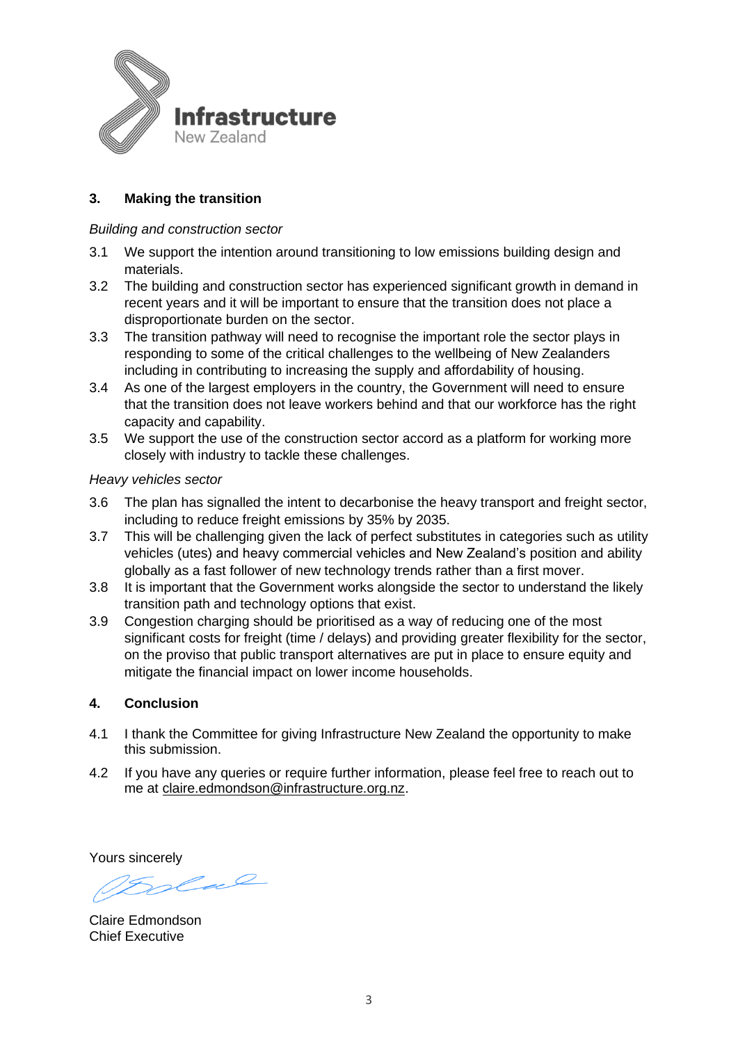## 3. Making the transition

*Building and construction sector*

3.1 We support the intention around transitioning to low emissions building design and materials.

3.2 The building and construction sector has experienced significant growth in demand in recent years and it will be important to ensure that the transition does not place a disproportionate burden on the sector.

3.3 The transition pathway will need to recognise the important role the sector plays in responding to some of the critical challenges to the wellbeing of New Zealanders including in contributing to increasing the supply and affordability of housing.

3.4 As one of the largest employers in the country, the Government will need to ensure that the transition does not leave workers behind and that our workforce has the right capacity and capability.

3.5 We support the use of the construction sector accord as a platform for working more closely with industry to tackle these challenges.

*Heavy vehicles sector*

3.6 The plan has signalled the intent to decarbonise the heavy transport and freight sector, including to reduce freight emissions by 35% by 2035.

3.7 This will be challenging given the lack of perfect substitutes in categories such as utility vehicles (utes) and heavy commercial vehicles and New Zealand's position and ability globally as a fast follower of new technology trends rather than a first mover.

3.8 It is important that the Government works alongside the sector to understand the likely transition path and technology options that exist.

3.9 Congestion charging should be prioritised as a way of reducing one of the most significant costs for freight (time / delays) and providing greater flexibility for the sector, on the proviso that public transport alternatives are put in place to ensure equity and mitigate the financial impact on lower income households.

## 4. Conclusion

4.1 I thank the Committee for giving Infrastructure New Zealand the opportunity to make this submission.

4.2 If you have any queries or require further information, please feel free to reach out to me at claire.edmondson@infrastructure.org.nz.

Yours sincerely

Claire Edmondson
Chief Executive